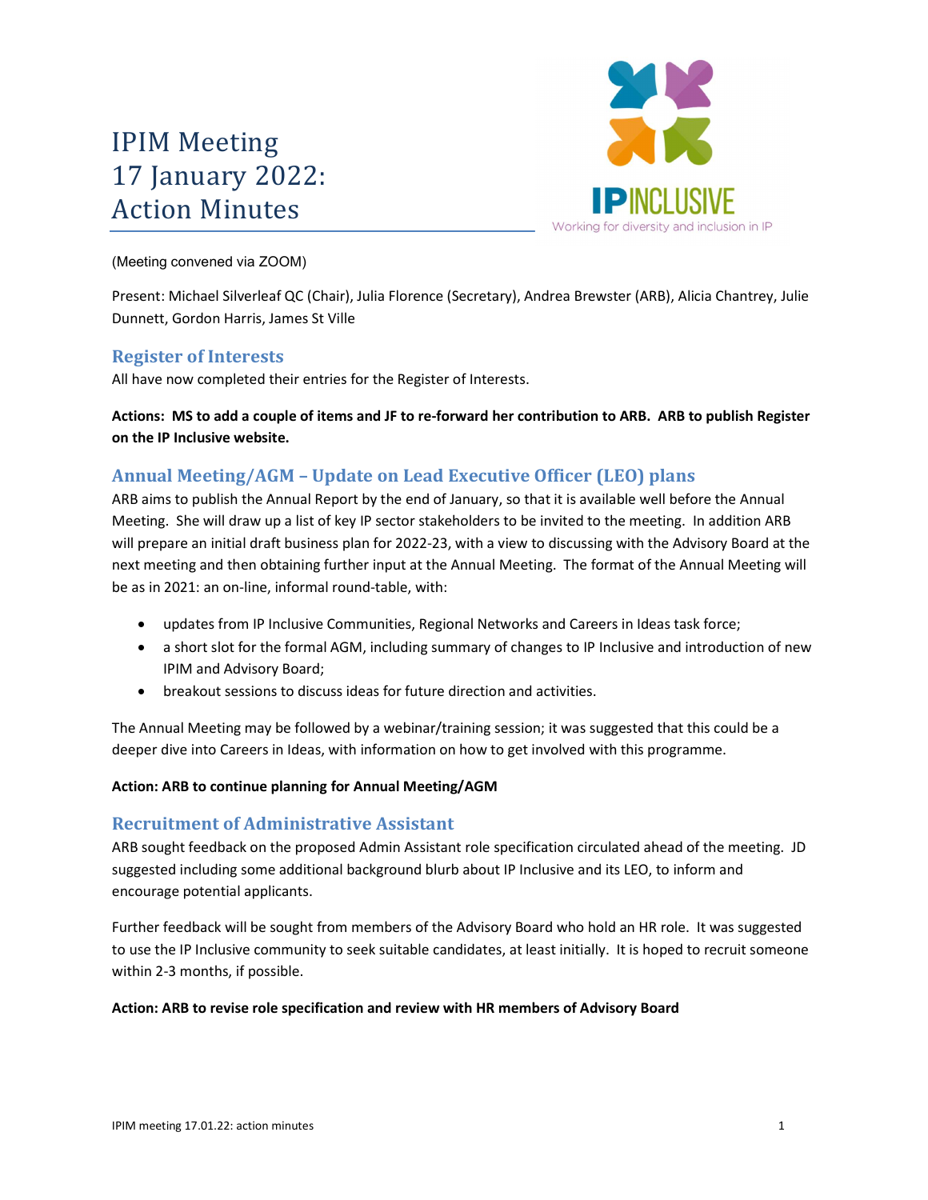# IPIM Meeting 17 January 2022: Action Minutes

IP INCLUSIVE
Working for diversity and inclusion in IP

(Meeting convened via ZOOM)

Present: Michael Silverleaf QC (Chair), Julia Florence (Secretary), Andrea Brewster (ARB), Alicia Chantrey, Julie Dunnett, Gordon Harris, James St Ville

## Register of Interests

All have now completed their entries for the Register of Interests.

**Actions: MS to add a couple of items and JF to re-forward her contribution to ARB. ARB to publish Register on the IP Inclusive website.**

## Annual Meeting/AGM – Update on Lead Executive Officer (LEO) plans

ARB aims to publish the Annual Report by the end of January, so that it is available well before the Annual Meeting. She will draw up a list of key IP sector stakeholders to be invited to the meeting. In addition ARB will prepare an initial draft business plan for 2022-23, with a view to discussing with the Advisory Board at the next meeting and then obtaining further input at the Annual Meeting. The format of the Annual Meeting will be as in 2021: an on-line, informal round-table, with:

- updates from IP Inclusive Communities, Regional Networks and Careers in Ideas task force;
- a short slot for the formal AGM, including summary of changes to IP Inclusive and introduction of new IPIM and Advisory Board;
- breakout sessions to discuss ideas for future direction and activities.

The Annual Meeting may be followed by a webinar/training session; it was suggested that this could be a deeper dive into Careers in Ideas, with information on how to get involved with this programme.

**Action: ARB to continue planning for Annual Meeting/AGM**

## Recruitment of Administrative Assistant

ARB sought feedback on the proposed Admin Assistant role specification circulated ahead of the meeting. JD suggested including some additional background blurb about IP Inclusive and its LEO, to inform and encourage potential applicants.

Further feedback will be sought from members of the Advisory Board who hold an HR role. It was suggested to use the IP Inclusive community to seek suitable candidates, at least initially. It is hoped to recruit someone within 2-3 months, if possible.

**Action: ARB to revise role specification and review with HR members of Advisory Board**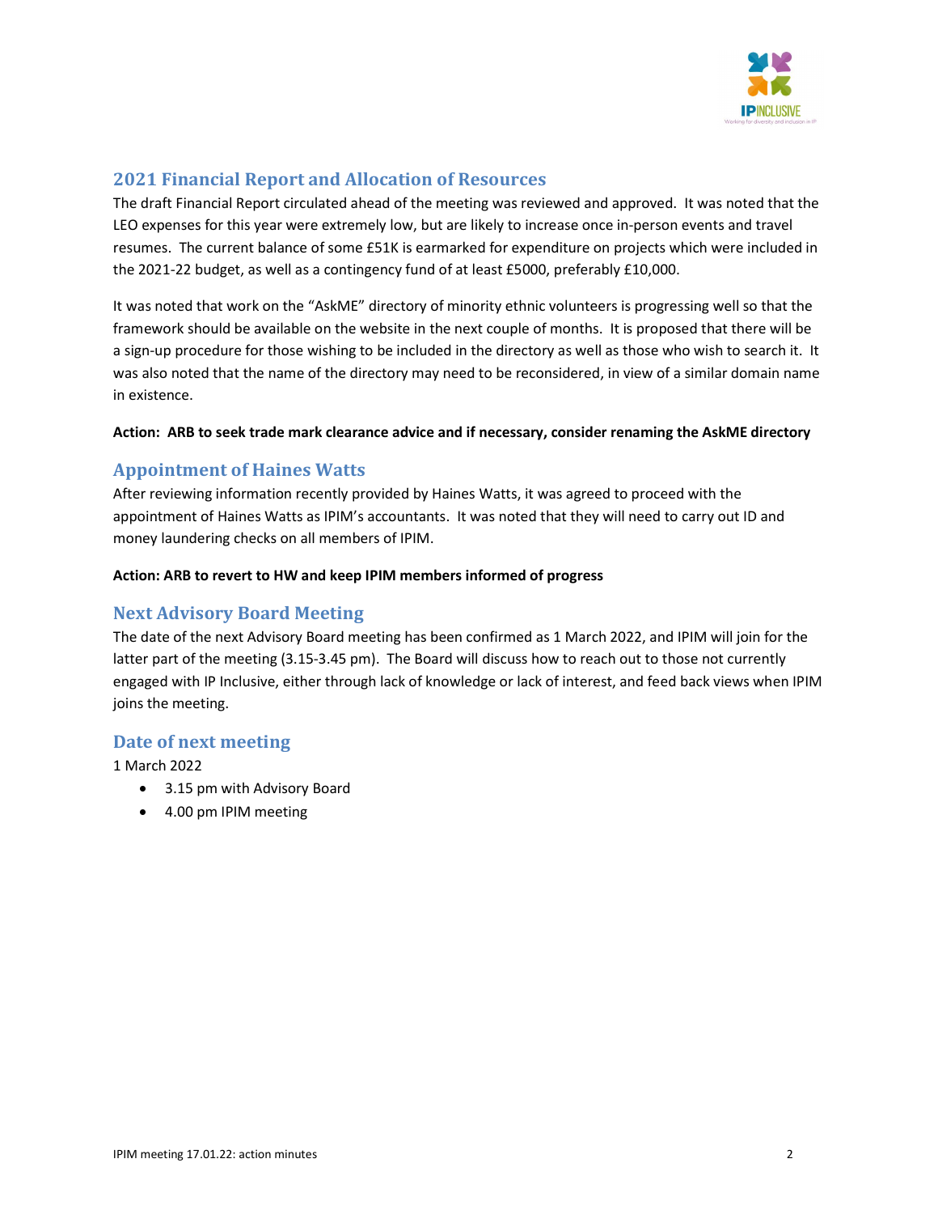## 2021 Financial Report and Allocation of Resources

The draft Financial Report circulated ahead of the meeting was reviewed and approved. It was noted that the LEO expenses for this year were extremely low, but are likely to increase once in-person events and travel resumes. The current balance of some £51K is earmarked for expenditure on projects which were included in the 2021-22 budget, as well as a contingency fund of at least £5000, preferably £10,000.

It was noted that work on the "AskME" directory of minority ethnic volunteers is progressing well so that the framework should be available on the website in the next couple of months. It is proposed that there will be a sign-up procedure for those wishing to be included in the directory as well as those who wish to search it. It was also noted that the name of the directory may need to be reconsidered, in view of a similar domain name in existence.

**Action: ARB to seek trade mark clearance advice and if necessary, consider renaming the AskME directory**

## Appointment of Haines Watts

After reviewing information recently provided by Haines Watts, it was agreed to proceed with the appointment of Haines Watts as IPIM's accountants. It was noted that they will need to carry out ID and money laundering checks on all members of IPIM.

**Action: ARB to revert to HW and keep IPIM members informed of progress**

## Next Advisory Board Meeting

The date of the next Advisory Board meeting has been confirmed as 1 March 2022, and IPIM will join for the latter part of the meeting (3.15-3.45 pm). The Board will discuss how to reach out to those not currently engaged with IP Inclusive, either through lack of knowledge or lack of interest, and feed back views when IPIM joins the meeting.

## Date of next meeting

1 March 2022

- 3.15 pm with Advisory Board
- 4.00 pm IPIM meeting